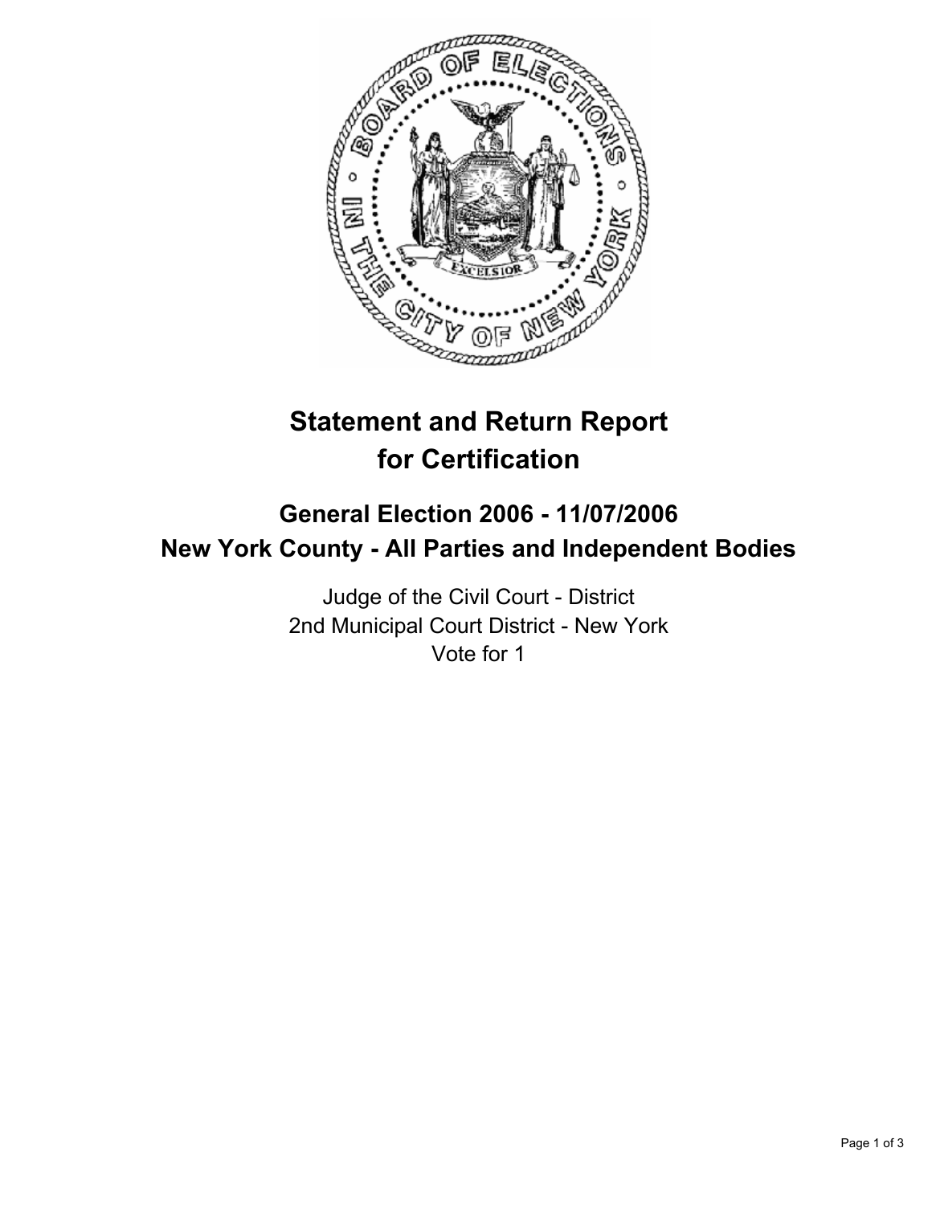# Statement and Return Report for Certification

## General Election 2006 - 11/07/2006
## New York County - All Parties and Independent Bodies

Judge of the Civil Court - District
2nd Municipal Court District - New York
Vote for 1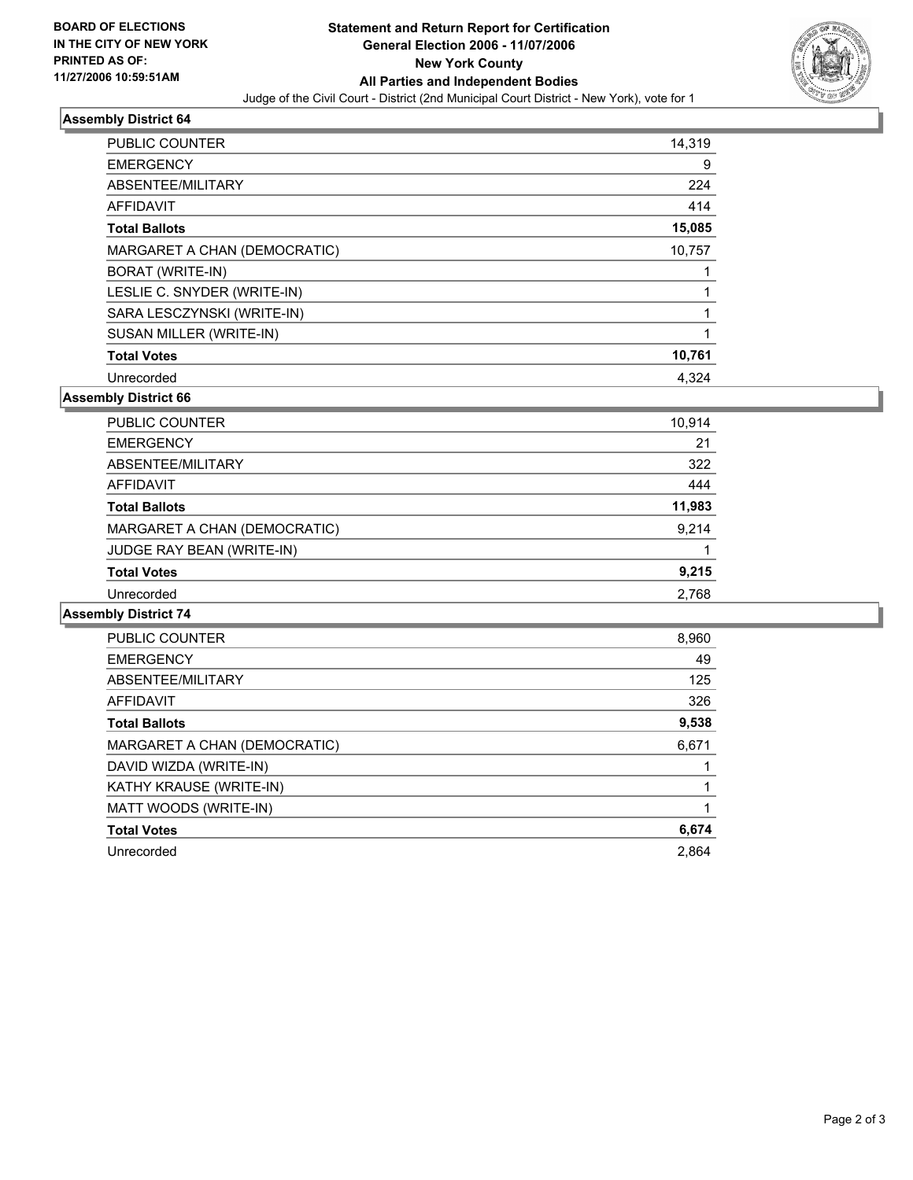**BOARD OF ELECTIONS IN THE CITY OF NEW YORK PRINTED AS OF: 11/27/2006 10:59:51AM**

# Statement and Return Report for Certification
## General Election 2006 - 11/07/2006
## New York County
## All Parties and Independent Bodies

Judge of the Civil Court - District (2nd Municipal Court District - New York), vote for 1

### Assembly District 64

| | |
|---|---|
| PUBLIC COUNTER | 14,319 |
| EMERGENCY | 9 |
| ABSENTEE/MILITARY | 224 |
| AFFIDAVIT | 414 |
| **Total Ballots** | **15,085** |
| MARGARET A CHAN (DEMOCRATIC) | 10,757 |
| BORAT (WRITE-IN) | 1 |
| LESLIE C. SNYDER (WRITE-IN) | 1 |
| SARA LESCZYNSKI (WRITE-IN) | 1 |
| SUSAN MILLER (WRITE-IN) | 1 |
| **Total Votes** | **10,761** |
| Unrecorded | 4,324 |

### Assembly District 66

| | |
|---|---|
| PUBLIC COUNTER | 10,914 |
| EMERGENCY | 21 |
| ABSENTEE/MILITARY | 322 |
| AFFIDAVIT | 444 |
| **Total Ballots** | **11,983** |
| MARGARET A CHAN (DEMOCRATIC) | 9,214 |
| JUDGE RAY BEAN (WRITE-IN) | 1 |
| **Total Votes** | **9,215** |
| Unrecorded | 2,768 |

### Assembly District 74

| | |
|---|---|
| PUBLIC COUNTER | 8,960 |
| EMERGENCY | 49 |
| ABSENTEE/MILITARY | 125 |
| AFFIDAVIT | 326 |
| **Total Ballots** | **9,538** |
| MARGARET A CHAN (DEMOCRATIC) | 6,671 |
| DAVID WIZDA (WRITE-IN) | 1 |
| KATHY KRAUSE (WRITE-IN) | 1 |
| MATT WOODS (WRITE-IN) | 1 |
| **Total Votes** | **6,674** |
| Unrecorded | 2,864 |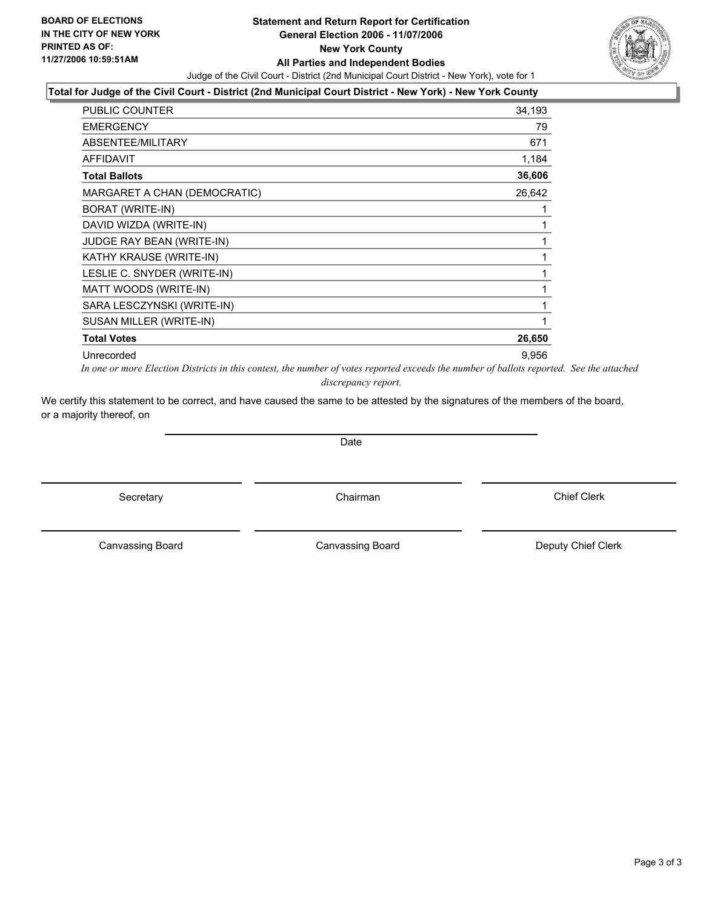**BOARD OF ELECTIONS IN THE CITY OF NEW YORK PRINTED AS OF: 11/27/2006 10:59:51AM**

# Statement and Return Report for Certification
## General Election 2006 - 11/07/2006
## New York County
## All Parties and Independent Bodies

Judge of the Civil Court - District (2nd Municipal Court District - New York), vote for 1

**Total for Judge of the Civil Court - District (2nd Municipal Court District - New York) - New York County**

| | |
|---|---|
| PUBLIC COUNTER | 34,193 |
| EMERGENCY | 79 |
| ABSENTEE/MILITARY | 671 |
| AFFIDAVIT | 1,184 |
| **Total Ballots** | **36,606** |
| MARGARET A CHAN (DEMOCRATIC) | 26,642 |
| BORAT (WRITE-IN) | 1 |
| DAVID WIZDA (WRITE-IN) | 1 |
| JUDGE RAY BEAN (WRITE-IN) | 1 |
| KATHY KRAUSE (WRITE-IN) | 1 |
| LESLIE C. SNYDER (WRITE-IN) | 1 |
| MATT WOODS (WRITE-IN) | 1 |
| SARA LESCZYNSKI (WRITE-IN) | 1 |
| SUSAN MILLER (WRITE-IN) | 1 |
| **Total Votes** | **26,650** |
| Unrecorded | 9,956 |

*In one or more Election Districts in this contest, the number of votes reported exceeds the number of ballots reported. See the attached discrepancy report.*

We certify this statement to be correct, and have caused the same to be attested by the signatures of the members of the board, or a majority thereof, on

Date

Secretary | Chairman | Chief Clerk

Canvassing Board | Canvassing Board | Deputy Chief Clerk